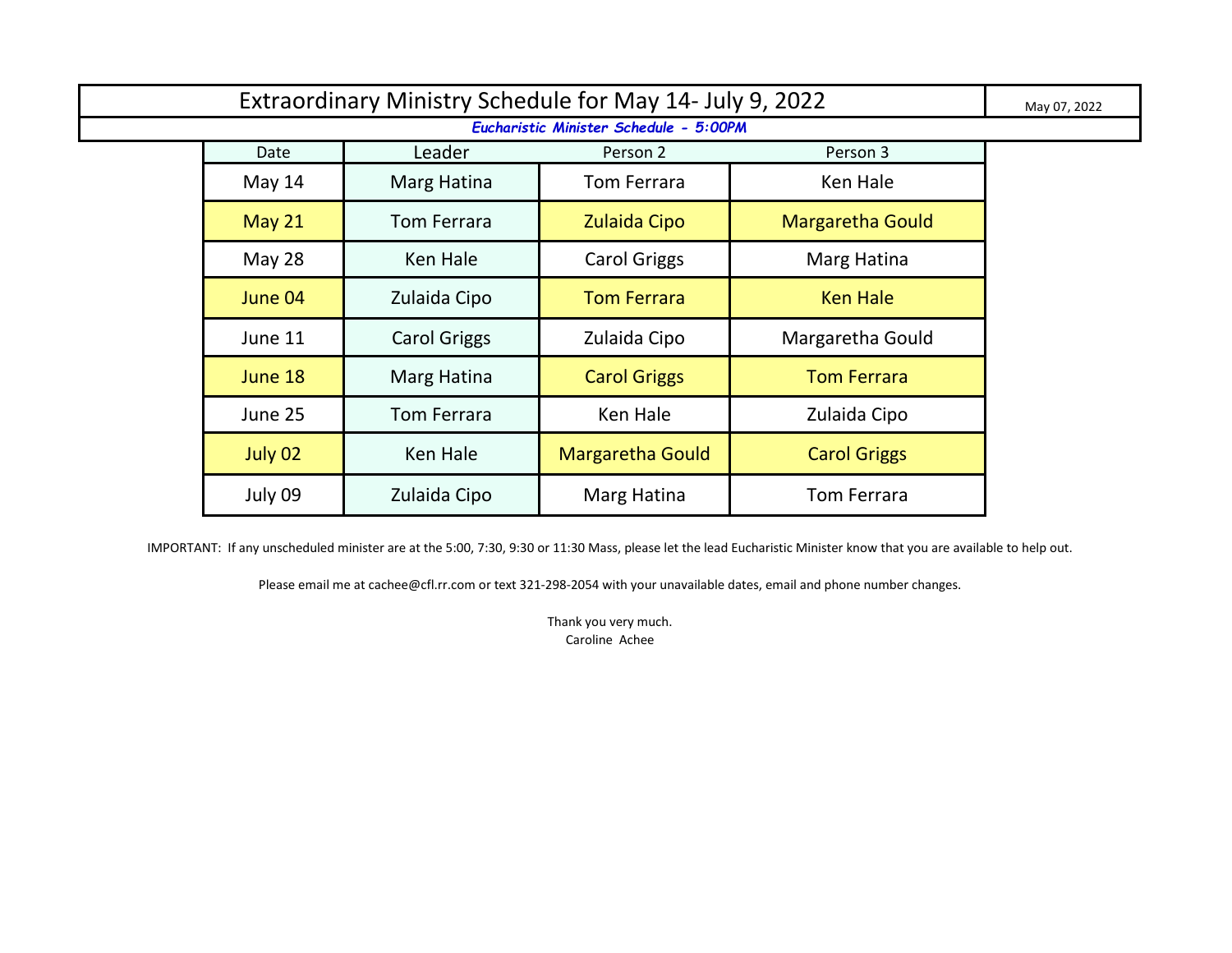# Extraordinary Ministry Schedule for May 14- July 9, 2022

May 07, 2022

***Eucharistic Minister Schedule - 5:00PM***

| Date | Leader | Person 2 | Person 3 |
| --- | --- | --- | --- |
| May 14 | Marg Hatina | Tom Ferrara | Ken Hale |
| May 21 | Tom Ferrara | Zulaida Cipo | Margaretha Gould |
| May 28 | Ken Hale | Carol Griggs | Marg Hatina |
| June 04 | Zulaida Cipo | Tom Ferrara | Ken Hale |
| June 11 | Carol Griggs | Zulaida Cipo | Margaretha Gould |
| June 18 | Marg Hatina | Carol Griggs | Tom Ferrara |
| June 25 | Tom Ferrara | Ken Hale | Zulaida Cipo |
| July 02 | Ken Hale | Margaretha Gould | Carol Griggs |
| July 09 | Zulaida Cipo | Marg Hatina | Tom Ferrara |

IMPORTANT: If any unscheduled minister are at the 5:00, 7:30, 9:30 or 11:30 Mass, please let the lead Eucharistic Minister know that you are available to help out.

Please email me at cachee@cfl.rr.com or text 321-298-2054 with your unavailable dates, email and phone number changes.

Thank you very much.
Caroline Achee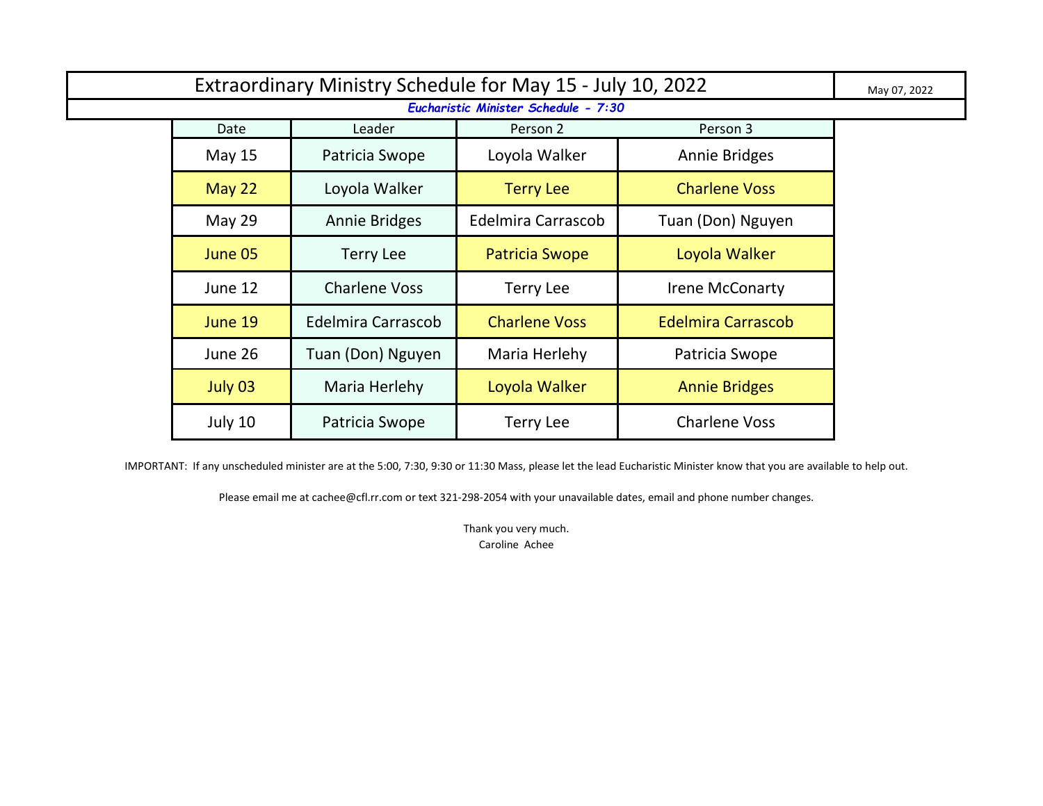# Extraordinary Ministry Schedule for May 15 - July 10, 2022

May 07, 2022

***Eucharistic Minister Schedule - 7:30***

| Date | Leader | Person 2 | Person 3 |
|---|---|---|---|
| May 15 | Patricia Swope | Loyola Walker | Annie Bridges |
| May 22 | Loyola Walker | Terry Lee | Charlene Voss |
| May 29 | Annie Bridges | Edelmira Carrascob | Tuan (Don) Nguyen |
| June 05 | Terry Lee | Patricia Swope | Loyola Walker |
| June 12 | Charlene Voss | Terry Lee | Irene McConarty |
| June 19 | Edelmira Carrascob | Charlene Voss | Edelmira Carrascob |
| June 26 | Tuan (Don) Nguyen | Maria Herlehy | Patricia Swope |
| July 03 | Maria Herlehy | Loyola Walker | Annie Bridges |
| July 10 | Patricia Swope | Terry Lee | Charlene Voss |

IMPORTANT: If any unscheduled minister are at the 5:00, 7:30, 9:30 or 11:30 Mass, please let the lead Eucharistic Minister know that you are available to help out.

Please email me at cachee@cfl.rr.com or text 321-298-2054 with your unavailable dates, email and phone number changes.

Thank you very much.
Caroline Achee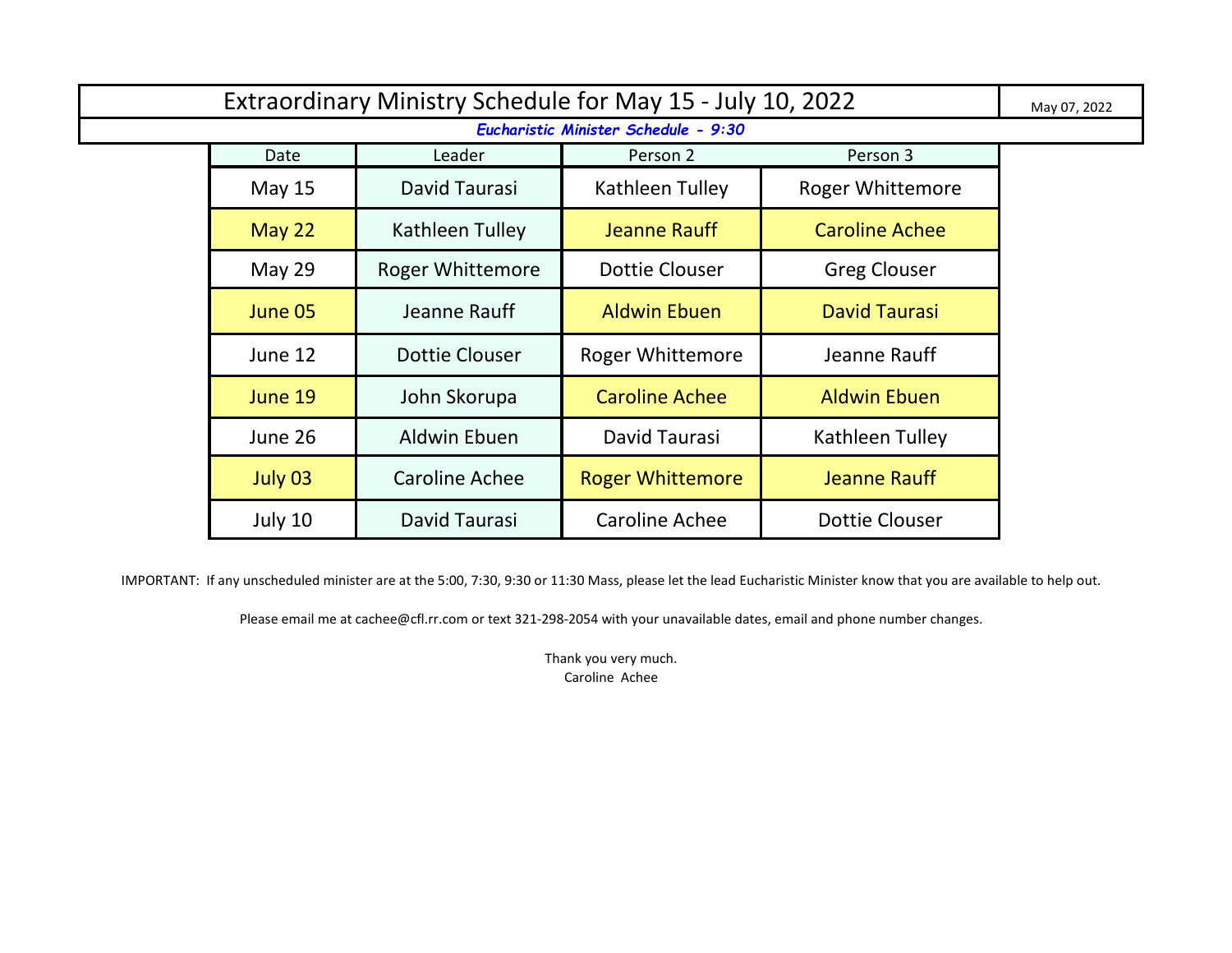# Extraordinary Ministry Schedule for May 15 - July 10, 2022

May 07, 2022

***Eucharistic Minister Schedule - 9:30***

| Date | Leader | Person 2 | Person 3 |
|---|---|---|---|
| May 15 | David Taurasi | Kathleen Tulley | Roger Whittemore |
| May 22 | Kathleen Tulley | Jeanne Rauff | Caroline Achee |
| May 29 | Roger Whittemore | Dottie Clouser | Greg Clouser |
| June 05 | Jeanne Rauff | Aldwin Ebuen | David Taurasi |
| June 12 | Dottie Clouser | Roger Whittemore | Jeanne Rauff |
| June 19 | John Skorupa | Caroline Achee | Aldwin Ebuen |
| June 26 | Aldwin Ebuen | David Taurasi | Kathleen Tulley |
| July 03 | Caroline Achee | Roger Whittemore | Jeanne Rauff |
| July 10 | David Taurasi | Caroline Achee | Dottie Clouser |

IMPORTANT: If any unscheduled minister are at the 5:00, 7:30, 9:30 or 11:30 Mass, please let the lead Eucharistic Minister know that you are available to help out.

Please email me at cachee@cfl.rr.com or text 321-298-2054 with your unavailable dates, email and phone number changes.

Thank you very much.
Caroline Achee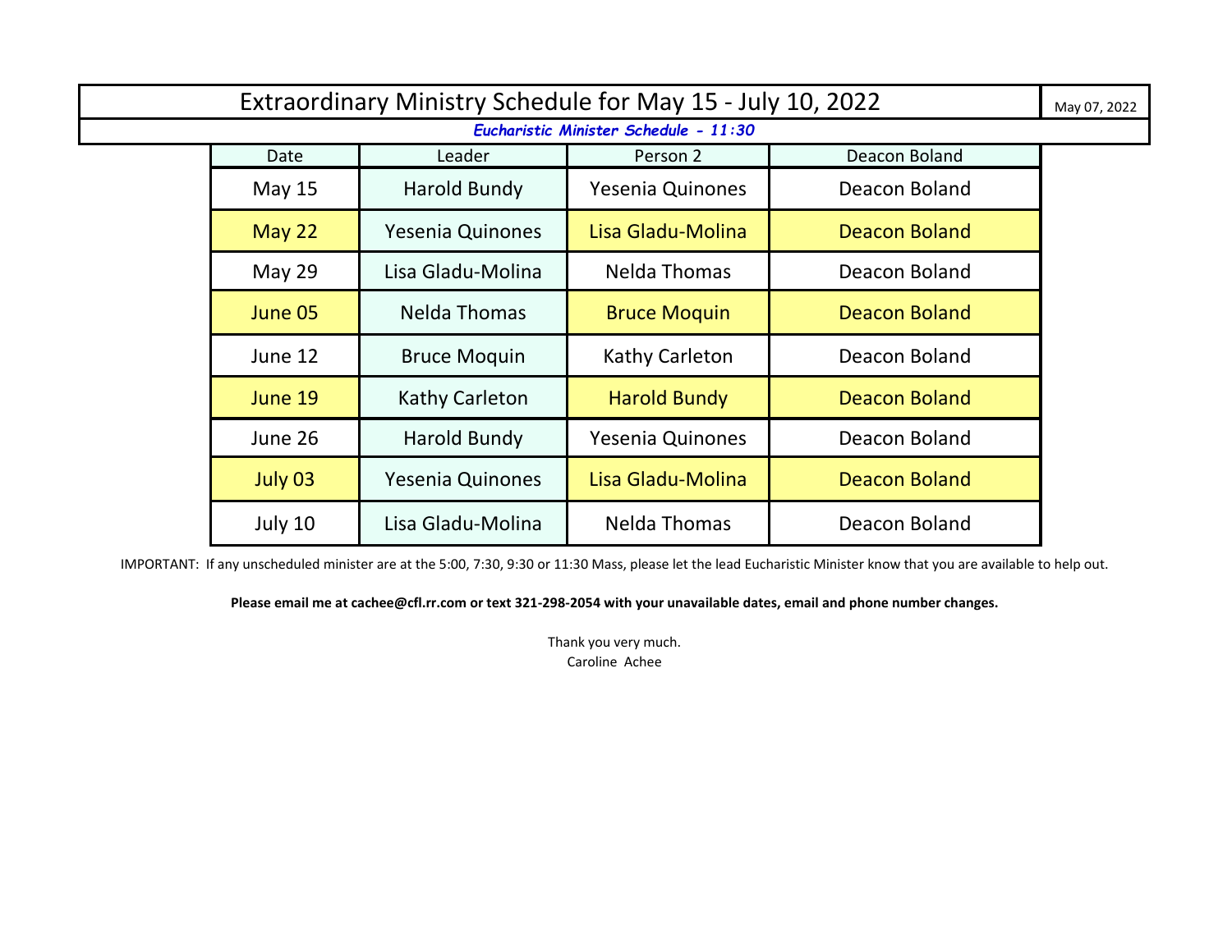# Extraordinary Ministry Schedule for May 15 - July 10, 2022

May 07, 2022

***Eucharistic Minister Schedule - 11:30***

| Date | Leader | Person 2 | Deacon Boland |
|---|---|---|---|
| May 15 | Harold Bundy | Yesenia Quinones | Deacon Boland |
| May 22 | Yesenia Quinones | Lisa Gladu-Molina | Deacon Boland |
| May 29 | Lisa Gladu-Molina | Nelda Thomas | Deacon Boland |
| June 05 | Nelda Thomas | Bruce Moquin | Deacon Boland |
| June 12 | Bruce Moquin | Kathy Carleton | Deacon Boland |
| June 19 | Kathy Carleton | Harold Bundy | Deacon Boland |
| June 26 | Harold Bundy | Yesenia Quinones | Deacon Boland |
| July 03 | Yesenia Quinones | Lisa Gladu-Molina | Deacon Boland |
| July 10 | Lisa Gladu-Molina | Nelda Thomas | Deacon Boland |

IMPORTANT: If any unscheduled minister are at the 5:00, 7:30, 9:30 or 11:30 Mass, please let the lead Eucharistic Minister know that you are available to help out.

**Please email me at cachee@cfl.rr.com or text 321-298-2054 with your unavailable dates, email and phone number changes.**

Thank you very much.
Caroline Achee